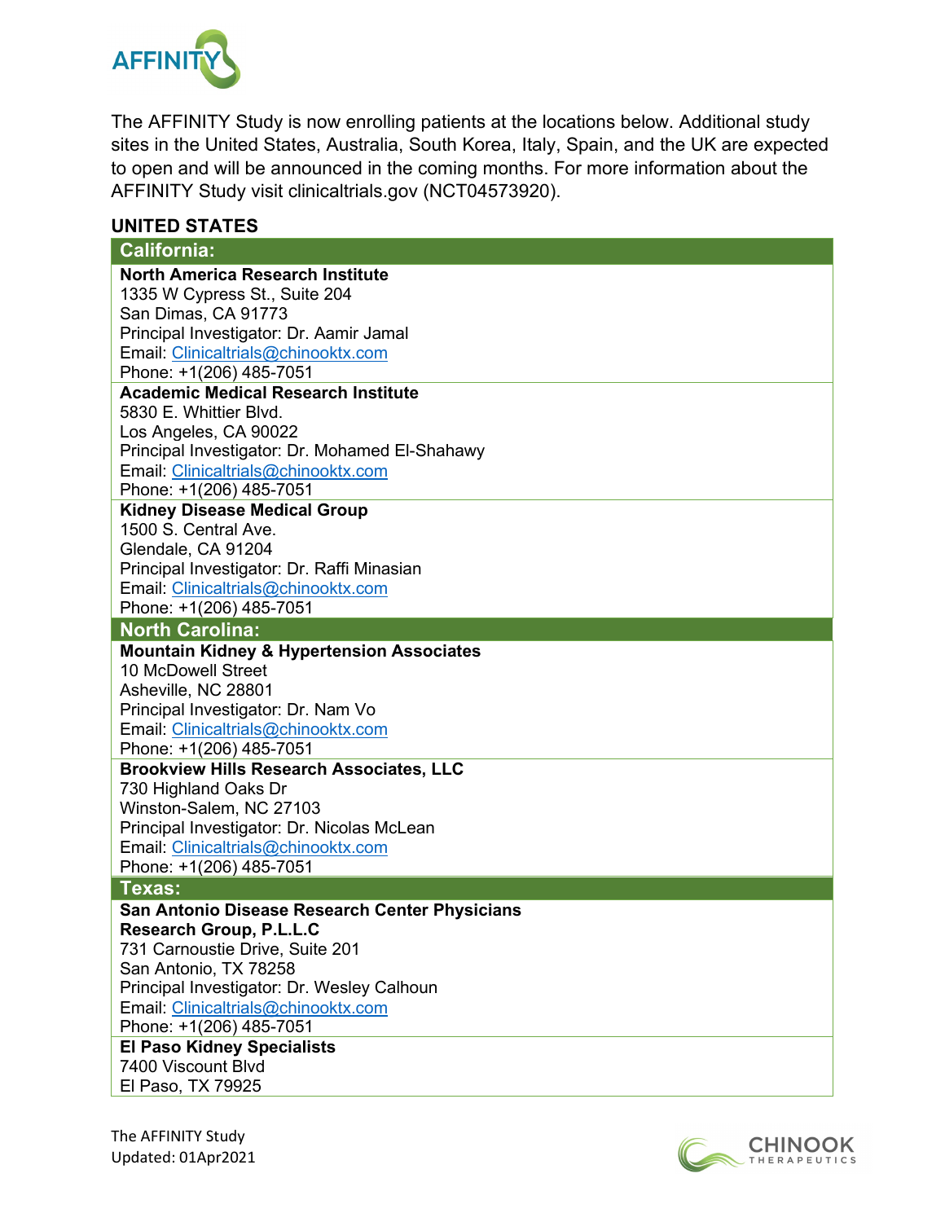AFFINITY

The AFFINITY Study is now enrolling patients at the locations below. Additional study sites in the United States, Australia, South Korea, Italy, Spain, and the UK are expected to open and will be announced in the coming months. For more information about the AFFINITY Study visit clinicaltrials.gov (NCT04573920).

## UNITED STATES

### California:

**North America Research Institute**
1335 W Cypress St., Suite 204
San Dimas, CA 91773
Principal Investigator: Dr. Aamir Jamal
Email: Clinicaltrials@chinooktx.com
Phone: +1(206) 485-7051

**Academic Medical Research Institute**
5830 E. Whittier Blvd.
Los Angeles, CA 90022
Principal Investigator: Dr. Mohamed El-Shahawy
Email: Clinicaltrials@chinooktx.com
Phone: +1(206) 485-7051

**Kidney Disease Medical Group**
1500 S. Central Ave.
Glendale, CA 91204
Principal Investigator: Dr. Raffi Minasian
Email: Clinicaltrials@chinooktx.com
Phone: +1(206) 485-7051

### North Carolina:

**Mountain Kidney & Hypertension Associates**
10 McDowell Street
Asheville, NC 28801
Principal Investigator: Dr. Nam Vo
Email: Clinicaltrials@chinooktx.com
Phone: +1(206) 485-7051

**Brookview Hills Research Associates, LLC**
730 Highland Oaks Dr
Winston-Salem, NC 27103
Principal Investigator: Dr. Nicolas McLean
Email: Clinicaltrials@chinooktx.com
Phone: +1(206) 485-7051

### Texas:

**San Antonio Disease Research Center Physicians Research Group, P.L.L.C**
731 Carnoustie Drive, Suite 201
San Antonio, TX 78258
Principal Investigator: Dr. Wesley Calhoun
Email: Clinicaltrials@chinooktx.com
Phone: +1(206) 485-7051

**El Paso Kidney Specialists**
7400 Viscount Blvd
El Paso, TX 79925

The AFFINITY Study
Updated: 01Apr2021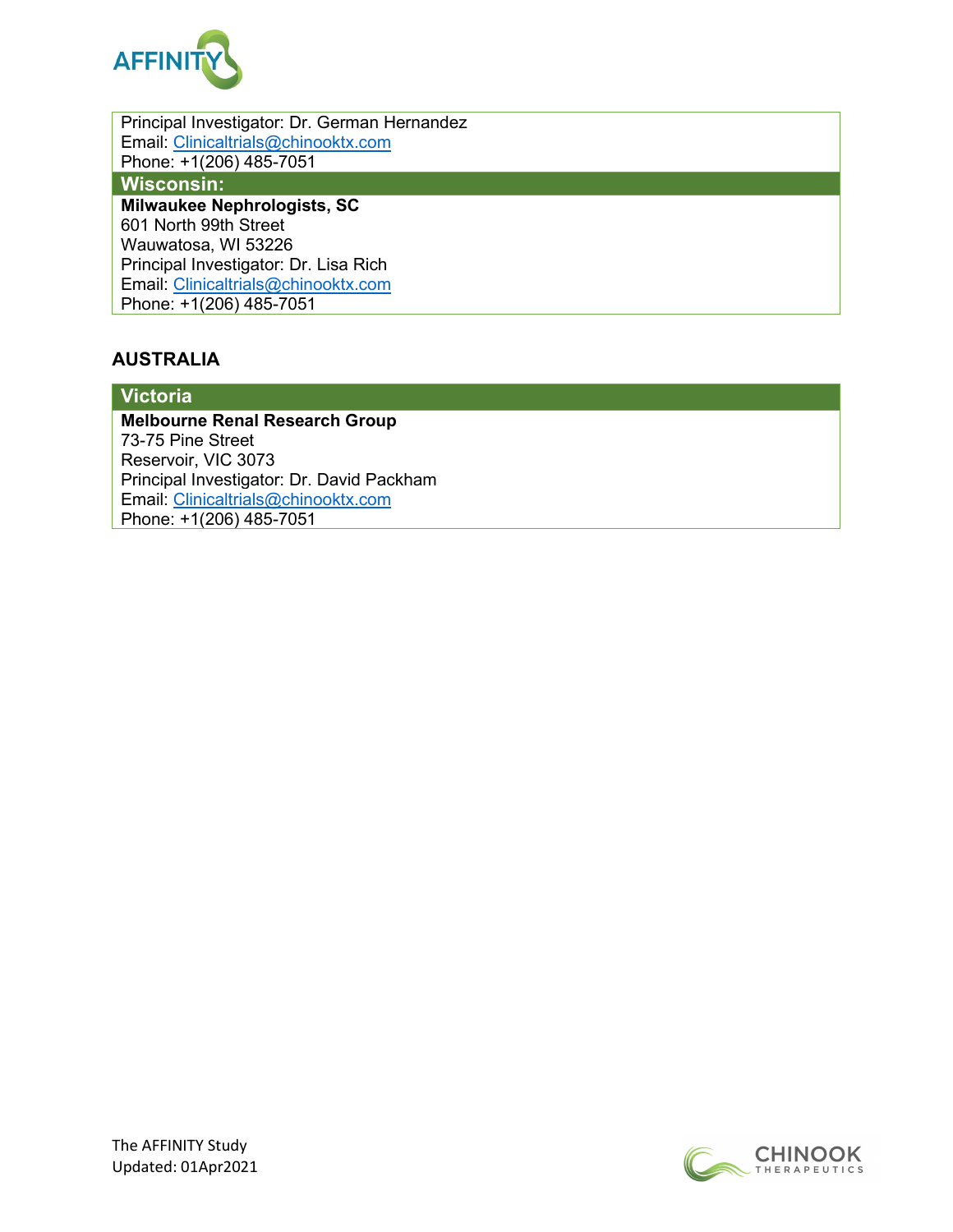Principal Investigator: Dr. German Hernandez
Email: Clinicaltrials@chinooktx.com
Phone: +1(206) 485-7051

### Wisconsin:

**Milwaukee Nephrologists, SC**
601 North 99th Street
Wauwatosa, WI 53226
Principal Investigator: Dr. Lisa Rich
Email: Clinicaltrials@chinooktx.com
Phone: +1(206) 485-7051

## AUSTRALIA

### Victoria

**Melbourne Renal Research Group**
73-75 Pine Street
Reservoir, VIC 3073
Principal Investigator: Dr. David Packham
Email: Clinicaltrials@chinooktx.com
Phone: +1(206) 485-7051